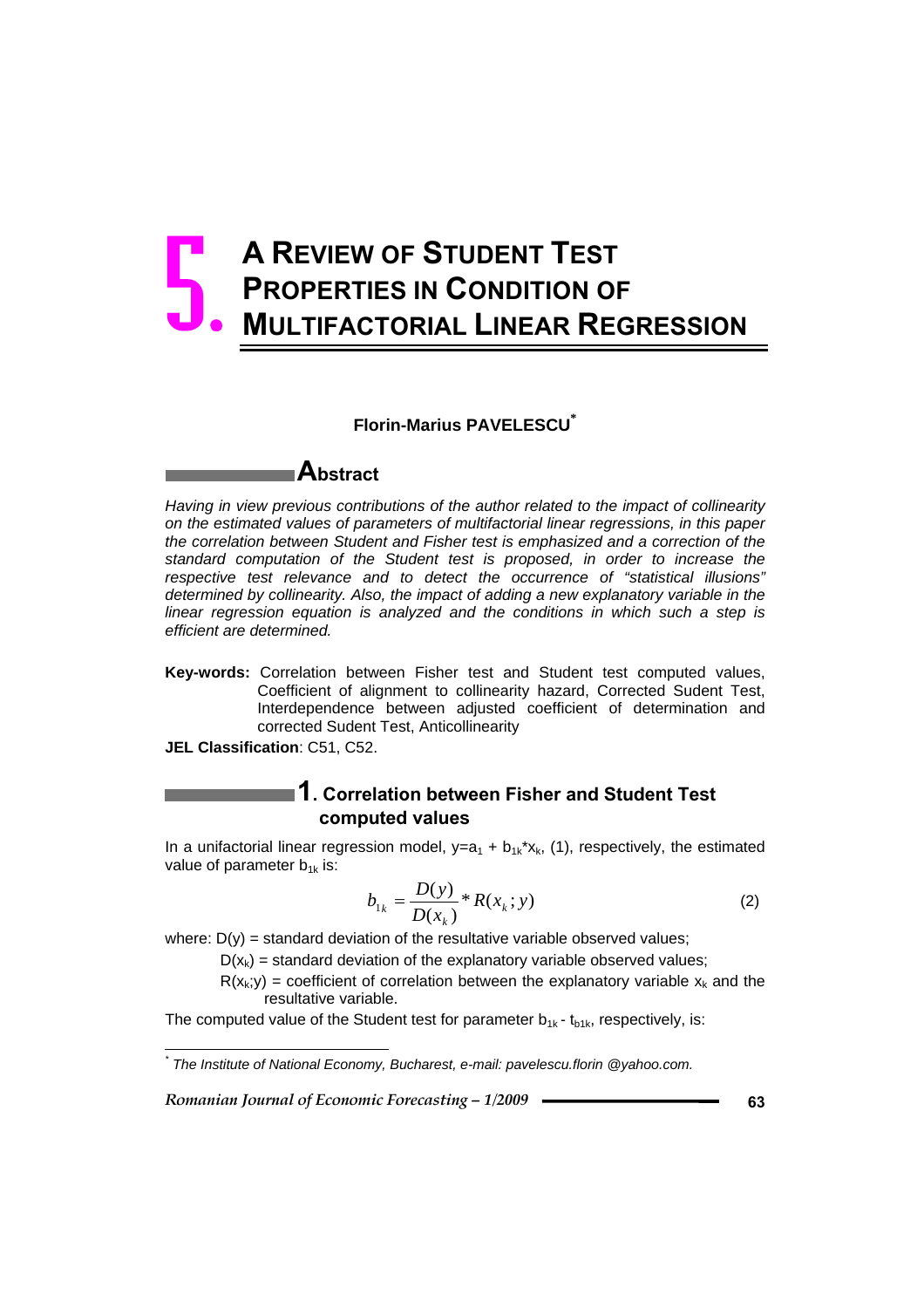# 5. A REVIEW OF STUDENT TEST PROPERTIES IN CONDITION OF MULTIFACTORIAL LINEAR REGRESSION

**Florin-Marius PAVELESCU**[*]

## Abstract

*Having in view previous contributions of the author related to the impact of collinearity on the estimated values of parameters of multifactorial linear regressions, in this paper the correlation between Student and Fisher test is emphasized and a correction of the standard computation of the Student test is proposed, in order to increase the respective test relevance and to detect the occurrence of "statistical illusions" determined by collinearity. Also, the impact of adding a new explanatory variable in the linear regression equation is analyzed and the conditions in which such a step is efficient are determined.*

**Key-words:** Correlation between Fisher test and Student test computed values, Coefficient of alignment to collinearity hazard, Corrected Sudent Test, Interdependence between adjusted coefficient of determination and corrected Sudent Test, Anticollinearity

**JEL Classification**: C51, C52.

## 1. Correlation between Fisher and Student Test computed values

In a unifactorial linear regression model, $y=a_1 + b_{1k}*x_k$, (1), respectively, the estimated value of parameter $b_{1k}$ is:

$$b_{1k} = \frac{D(y)}{D(x_k)} * R(x_k; y) \tag{2}$$

where: $D(y)$ = standard deviation of the resultative variable observed values;

$D(x_k)$ = standard deviation of the explanatory variable observed values;

$R(x_k;y)$ = coefficient of correlation between the explanatory variable $x_k$ and the resultative variable.

The computed value of the Student test for parameter $b_{1k}$ - $t_{b1k}$, respectively, is:

[*] *The Institute of National Economy, Bucharest, e-mail: pavelescu.florin @yahoo.com.*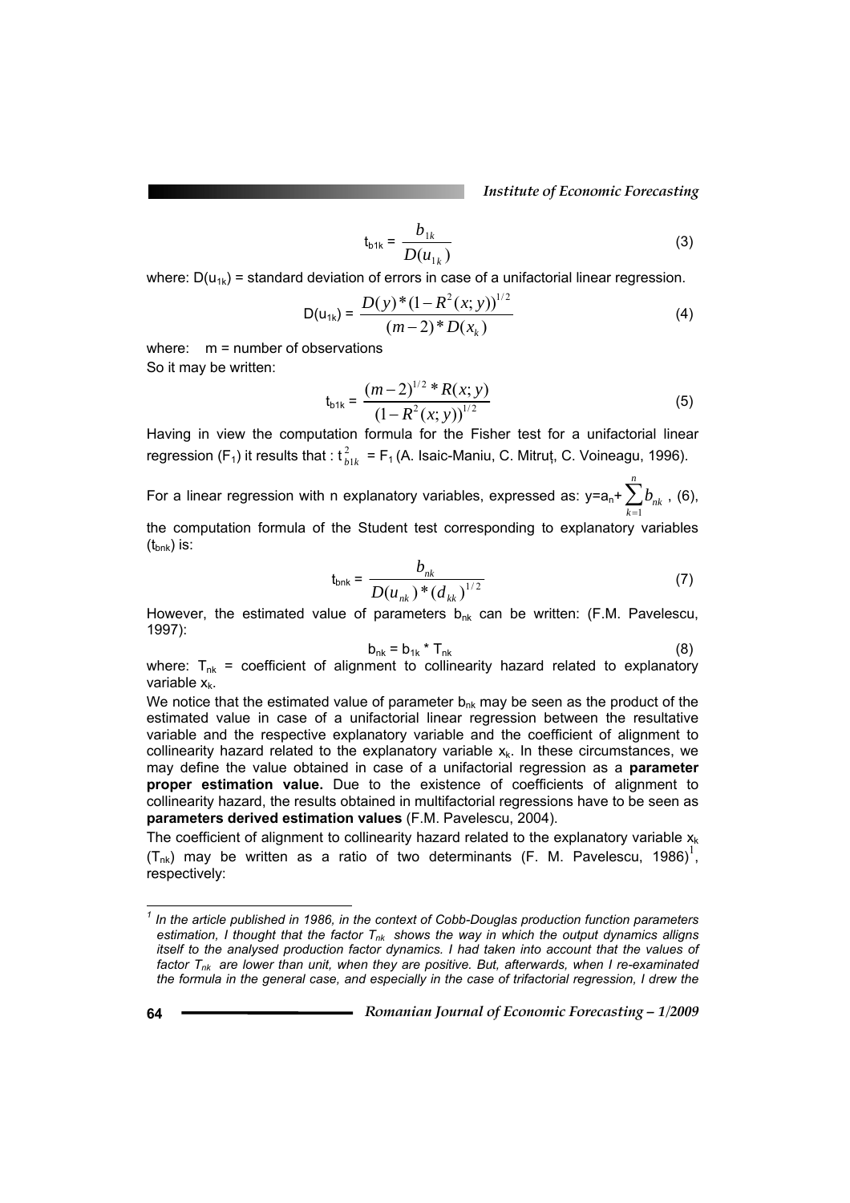$$t_{b1k} = \frac{b_{1k}}{D(u_{1k})} \tag{3}$$

where: $D(u_{1k})$ = standard deviation of errors in case of a unifactorial linear regression.

$$D(u_{1k}) = \frac{D(y)*(1-R^2(x;y))^{1/2}}{(m-2)*D(x_k)} \tag{4}$$

where: m = number of observations

So it may be written:

$$t_{b1k} = \frac{(m-2)^{1/2}*R(x;y)}{(1-R^2(x;y))^{1/2}} \tag{5}$$

Having in view the computation formula for the Fisher test for a unifactorial linear regression ($F_1$) it results that : $t^2_{b1k} = F_1$ (A. Isaic-Maniu, C. Mitruț, C. Voineagu, 1996).

For a linear regression with n explanatory variables, expressed as: $y=a_n+\sum_{k=1}^{n} b_{nk}$ , (6), the computation formula of the Student test corresponding to explanatory variables ($t_{bnk}$) is:

$$t_{bnk} = \frac{b_{nk}}{D(u_{nk})*(d_{kk})^{1/2}} \tag{7}$$

However, the estimated value of parameters $b_{nk}$ can be written: (F.M. Pavelescu, 1997):

$$b_{nk} = b_{1k} * T_{nk} \tag{8}$$

where: $T_{nk}$ = coefficient of alignment to collinearity hazard related to explanatory variable $x_k$.

We notice that the estimated value of parameter $b_{nk}$ may be seen as the product of the estimated value in case of a unifactorial linear regression between the resultative variable and the respective explanatory variable and the coefficient of alignment to collinearity hazard related to the explanatory variable $x_k$. In these circumstances, we may define the value obtained in case of a unifactorial regression as a **parameter proper estimation value.** Due to the existence of coefficients of alignment to collinearity hazard, the results obtained in multifactorial regressions have to be seen as **parameters derived estimation values** (F.M. Pavelescu, 2004).

The coefficient of alignment to collinearity hazard related to the explanatory variable $x_k$ ($T_{nk}$) may be written as a ratio of two determinants (F. M. Pavelescu, 1986)[1], respectively:

---

[1] *In the article published in 1986, in the context of Cobb-Douglas production function parameters estimation, I thought that the factor $T_{nk}$ shows the way in which the output dynamics alligns itself to the analysed production factor dynamics. I had taken into account that the values of factor $T_{nk}$ are lower than unit, when they are positive. But, afterwards, when I re-examinated the formula in the general case, and especially in the case of trifactorial regression, I drew the*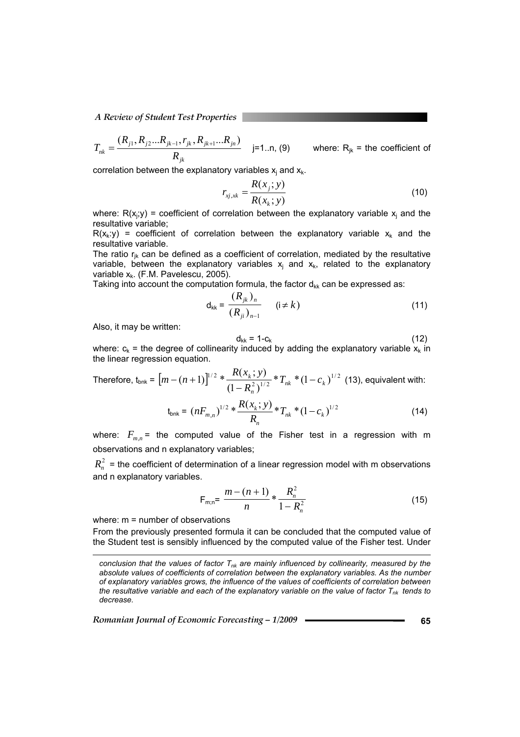$$T_{nk} = \frac{(R_{j1}, R_{j2}...R_{jk-1}, r_{jk}, R_{jk+1}...R_{jn})}{R_{jk}}$$ j=1..n, (9) where: $R_{jk}$ = the coefficient of correlation between the explanatory variables $x_j$ and $x_k$.

$$r_{xj,xk} = \frac{R(x_j; y)}{R(x_k; y)} \tag{10}$$

where: $R(x_j;y)$ = coefficient of correlation between the explanatory variable $x_j$ and the resultative variable;

$R(x_k:y)$ = coefficient of correlation between the explanatory variable $x_k$ and the resultative variable.

The ratio $r_{jk}$ can be defined as a coefficient of correlation, mediated by the resultative variable, between the explanatory variables $x_j$ and $x_k$, related to the explanatory variable $x_k$. (F.M. Pavelescu, 2005).

Taking into account the computation formula, the factor $d_{kk}$ can be expressed as:

$$d_{kk} = \frac{(R_{jk})_n}{(R_{ji})_{n-1}} \quad (i \neq k) \tag{11}$$

Also, it may be written:

$$d_{kk} = 1 - c_k \tag{12}$$

where: $c_k$ = the degree of collinearity induced by adding the explanatory variable $x_k$ in the linear regression equation.

Therefore, $t_{bnk} = \left[m-(n+1)\right]^{1/2} * \frac{R(x_k;y)}{(1-R_n^2)^{1/2}} * T_{nk} * (1-c_k)^{1/2}$ (13), equivalent with:

$$t_{bnk} = (nF_{m,n})^{1/2} * \frac{R(x_k;y)}{R_n} * T_{nk} * (1-c_k)^{1/2} \tag{14}$$

where: $F_{m,n}$ = the computed value of the Fisher test in a regression with m observations and n explanatory variables;

$R_n^2$ = the coefficient of determination of a linear regression model with m observations and n explanatory variables.

$$F_{m;n} = \frac{m-(n+1)}{n} * \frac{R_n^2}{1-R_n^2} \tag{15}$$

where: m = number of observations

From the previously presented formula it can be concluded that the computed value of the Student test is sensibly influenced by the computed value of the Fisher test. Under

---

*conclusion that the values of factor $T_{nk}$ are mainly influenced by collinearity, measured by the absolute values of coefficients of correlation between the explanatory variables. As the number of explanatory variables grows, the influence of the values of coefficients of correlation between the resultative variable and each of the explanatory variable on the value of factor $T_{nk}$ tends to decrease.*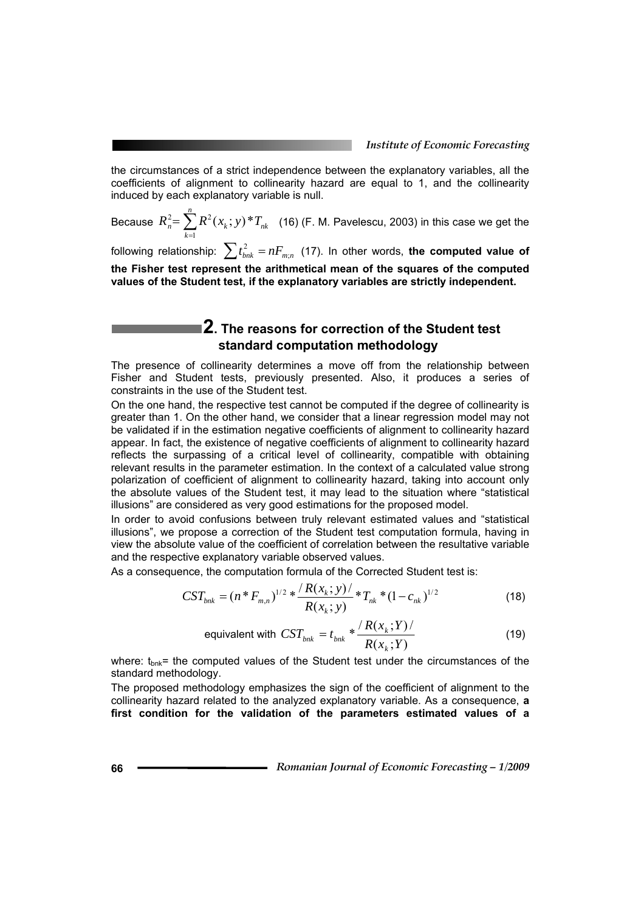the circumstances of a strict independence between the explanatory variables, all the coefficients of alignment to collinearity hazard are equal to 1, and the collinearity induced by each explanatory variable is null.

Because $R_n^2 = \sum_{k=1}^{n} R^2(x_k; y) * T_{nk}$ (16) (F. M. Pavelescu, 2003) in this case we get the following relationship: $\sum t_{bnk}^2 = nF_{m;n}$ (17). In other words, **the computed value of the Fisher test represent the arithmetical mean of the squares of the computed values of the Student test, if the explanatory variables are strictly independent.**

## 2. The reasons for correction of the Student test standard computation methodology

The presence of collinearity determines a move off from the relationship between Fisher and Student tests, previously presented. Also, it produces a series of constraints in the use of the Student test.

On the one hand, the respective test cannot be computed if the degree of collinearity is greater than 1. On the other hand, we consider that a linear regression model may not be validated if in the estimation negative coefficients of alignment to collinearity hazard appear. In fact, the existence of negative coefficients of alignment to collinearity hazard reflects the surpassing of a critical level of collinearity, compatible with obtaining relevant results in the parameter estimation. In the context of a calculated value strong polarization of coefficient of alignment to collinearity hazard, taking into account only the absolute values of the Student test, it may lead to the situation where "statistical illusions" are considered as very good estimations for the proposed model.

In order to avoid confusions between truly relevant estimated values and "statistical illusions", we propose a correction of the Student test computation formula, having in view the absolute value of the coefficient of correlation between the resultative variable and the respective explanatory variable observed values.

As a consequence, the computation formula of the Corrected Student test is:

$$CST_{bnk} = (n * F_{m,n})^{1/2} * \frac{/R(x_k; y)/}{R(x_k; y)} * T_{nk} * (1 - c_{nk})^{1/2} \quad (18)$$

equivalent with $CST_{bnk} = t_{bnk} * \frac{/R(x_k; Y)/}{R(x_k; Y)}$ (19)

where: $t_{bnk}$= the computed values of the Student test under the circumstances of the standard methodology.

The proposed methodology emphasizes the sign of the coefficient of alignment to the collinearity hazard related to the analyzed explanatory variable. As a consequence, **a first condition for the validation of the parameters estimated values of a**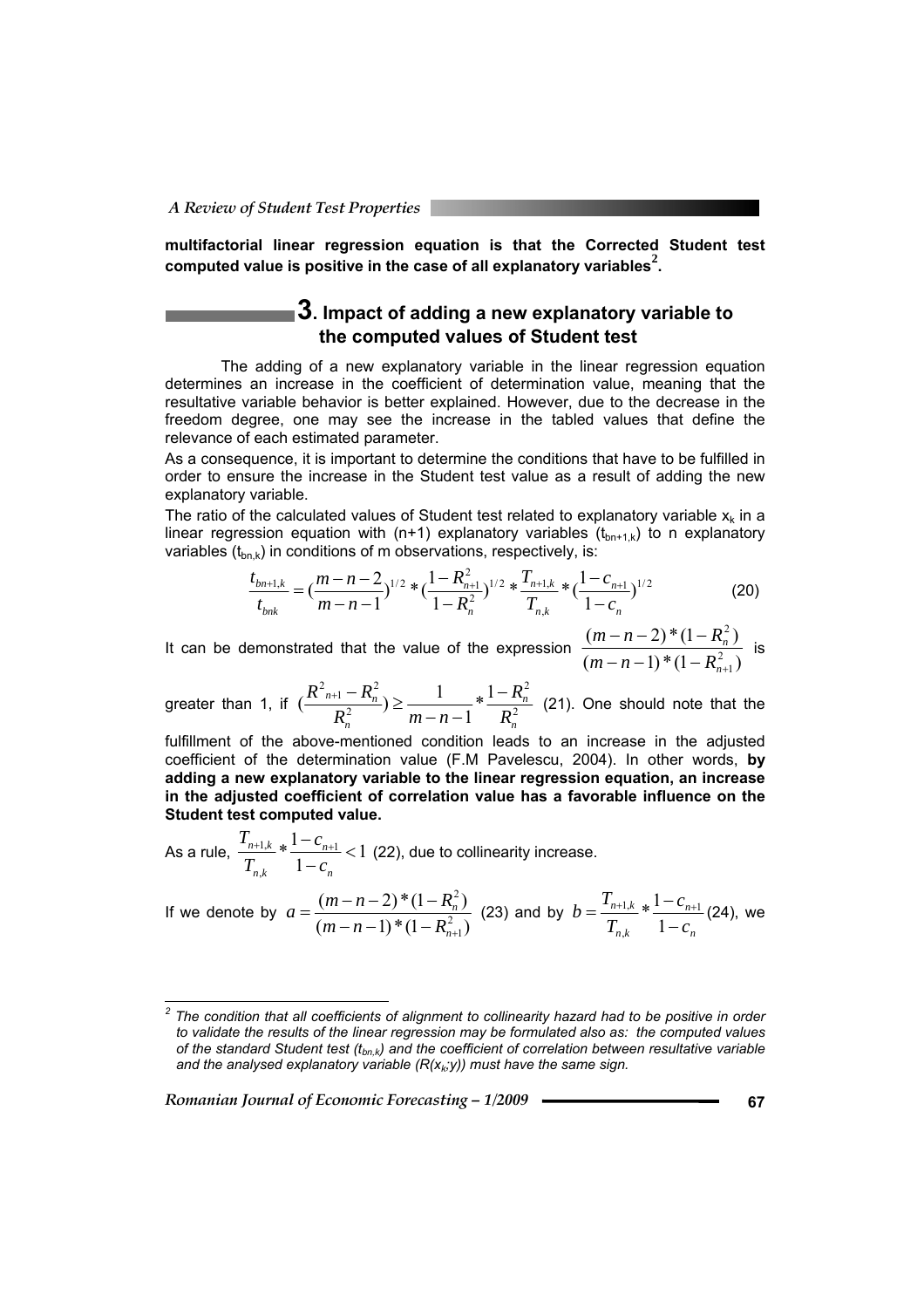**multifactorial linear regression equation is that the Corrected Student test computed value is positive in the case of all explanatory variables[2].**

## 3. Impact of adding a new explanatory variable to the computed values of Student test

The adding of a new explanatory variable in the linear regression equation determines an increase in the coefficient of determination value, meaning that the resultative variable behavior is better explained. However, due to the decrease in the freedom degree, one may see the increase in the tabled values that define the relevance of each estimated parameter.

As a consequence, it is important to determine the conditions that have to be fulfilled in order to ensure the increase in the Student test value as a result of adding the new explanatory variable.

The ratio of the calculated values of Student test related to explanatory variable $x_k$ in a linear regression equation with (n+1) explanatory variables ($t_{bn+1,k}$) to n explanatory variables ($t_{bn,k}$) in conditions of m observations, respectively, is:

$$\frac{t_{bn+1,k}}{t_{bnk}} = \left(\frac{m-n-2}{m-n-1}\right)^{1/2} * \left(\frac{1-R_{n+1}^2}{1-R_n^2}\right)^{1/2} * \frac{T_{n+1,k}}{T_{n,k}} * \left(\frac{1-c_{n+1}}{1-c_n}\right)^{1/2} \quad (20)$$

It can be demonstrated that the value of the expression $\frac{(m-n-2)*(1-R_n^2)}{(m-n-1)*(1-R_{n+1}^2)}$ is greater than 1, if $\left(\frac{R_{n+1}^2 - R_n^2}{R_n^2}\right) \geq \frac{1}{m-n-1} * \frac{1-R_n^2}{R_n^2}$ (21). One should note that the fulfillment of the above-mentioned condition leads to an increase in the adjusted coefficient of the determination value (F.M Pavelescu, 2004). In other words, **by adding a new explanatory variable to the linear regression equation, an increase in the adjusted coefficient of correlation value has a favorable influence on the Student test computed value.**

As a rule, $\frac{T_{n+1,k}}{T_{n,k}} * \frac{1-c_{n+1}}{1-c_n} < 1$ (22), due to collinearity increase.

If we denote by $a = \frac{(m-n-2)*(1-R_n^2)}{(m-n-1)*(1-R_{n+1}^2)}$ (23) and by $b = \frac{T_{n+1,k}}{T_{n,k}} * \frac{1-c_{n+1}}{1-c_n}$ (24), we

---

[2] *The condition that all coefficients of alignment to collinearity hazard had to be positive in order to validate the results of the linear regression may be formulated also as: the computed values of the standard Student test ($t_{bn,k}$) and the coefficient of correlation between resultative variable and the analysed explanatory variable ($R(x_k,y)$) must have the same sign.*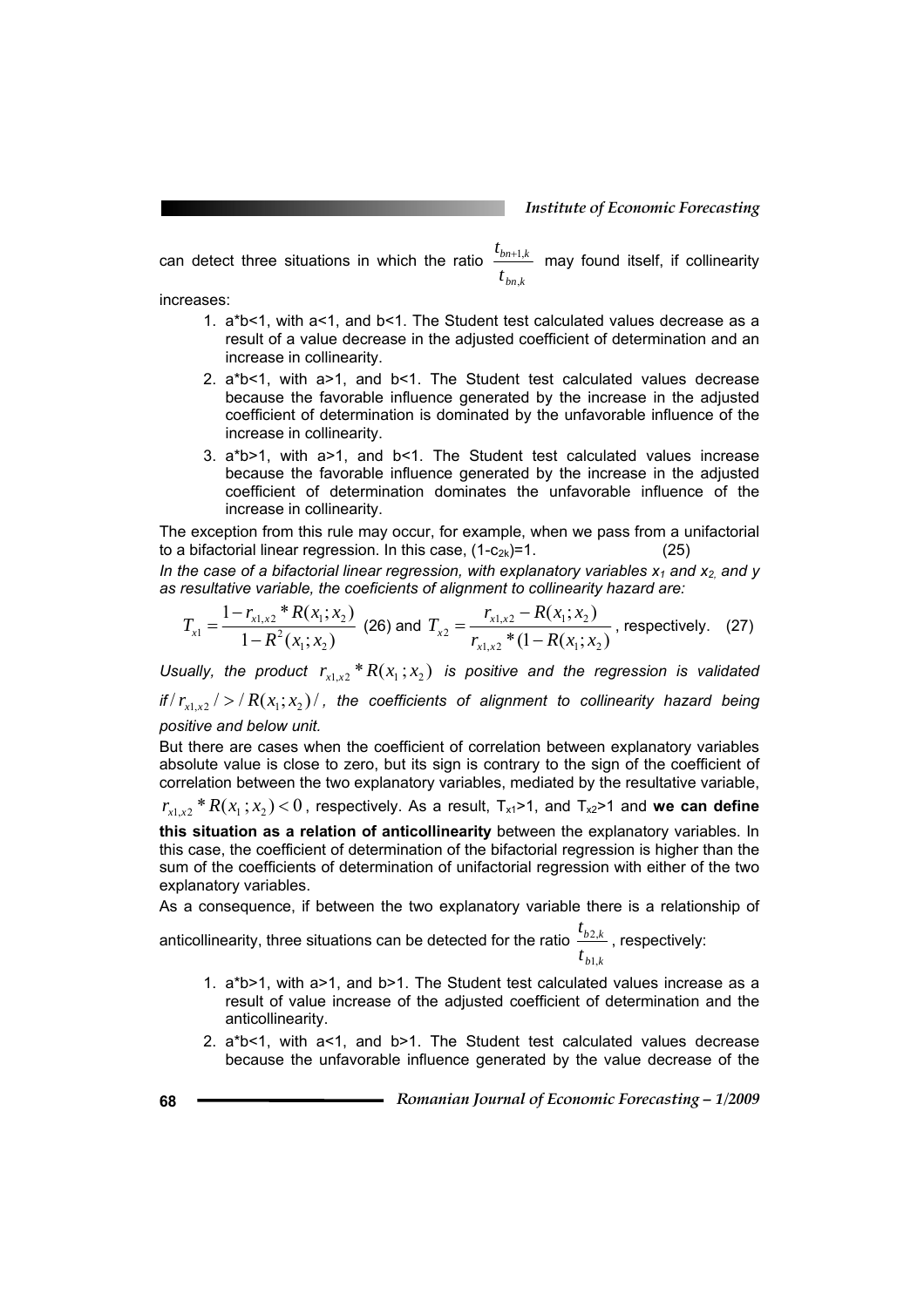can detect three situations in which the ratio $\frac{t_{bn+1,k}}{t_{bn,k}}$ may found itself, if collinearity increases:

1. a*b<1, with a<1, and b<1. The Student test calculated values decrease as a result of a value decrease in the adjusted coefficient of determination and an increase in collinearity.
2. a*b<1, with a>1, and b<1. The Student test calculated values decrease because the favorable influence generated by the increase in the adjusted coefficient of determination is dominated by the unfavorable influence of the increase in collinearity.
3. a*b>1, with a>1, and b<1. The Student test calculated values increase because the favorable influence generated by the increase in the adjusted coefficient of determination dominates the unfavorable influence of the increase in collinearity.

The exception from this rule may occur, for example, when we pass from a unifactorial to a bifactorial linear regression. In this case, $(1-c_{2k})=1$. (25)

*In the case of a bifactorial linear regression, with explanatory variables $x_1$ and $x_2$, and y as resultative variable, the coeficients of alignment to collinearity hazard are:*

$$T_{x1} = \frac{1 - r_{x1,x2} * R(x_1;x_2)}{1 - R^2(x_1;x_2)} \quad (26) \text{ and } T_{x2} = \frac{r_{x1,x2} - R(x_1;x_2)}{r_{x1,x2} * (1 - R(x_1;x_2))}, \text{ respectively.} \quad (27)$$

*Usually, the product $r_{x1,x2} * R(x_1;x_2)$ is positive and the regression is validated if $/r_{x1,x2}/ > /R(x_1;x_2)/$, the coefficients of alignment to collinearity hazard being positive and below unit.*

But there are cases when the coefficient of correlation between explanatory variables absolute value is close to zero, but its sign is contrary to the sign of the coefficient of correlation between the two explanatory variables, mediated by the resultative variable, $r_{x1,x2} * R(x_1;x_2) < 0$, respectively. As a result, $T_{x1}>1$, and $T_{x2}>1$ and **we can define this situation as a relation of anticollinearity** between the explanatory variables. In this case, the coefficient of determination of the bifactorial regression is higher than the sum of the coefficients of determination of unifactorial regression with either of the two explanatory variables.

As a consequence, if between the two explanatory variable there is a relationship of anticollinearity, three situations can be detected for the ratio $\frac{t_{b2,k}}{t_{b1,k}}$, respectively:

1. a*b>1, with a>1, and b>1. The Student test calculated values increase as a result of value increase of the adjusted coefficient of determination and the anticollinearity.
2. a*b<1, with a<1, and b>1. The Student test calculated values decrease because the unfavorable influence generated by the value decrease of the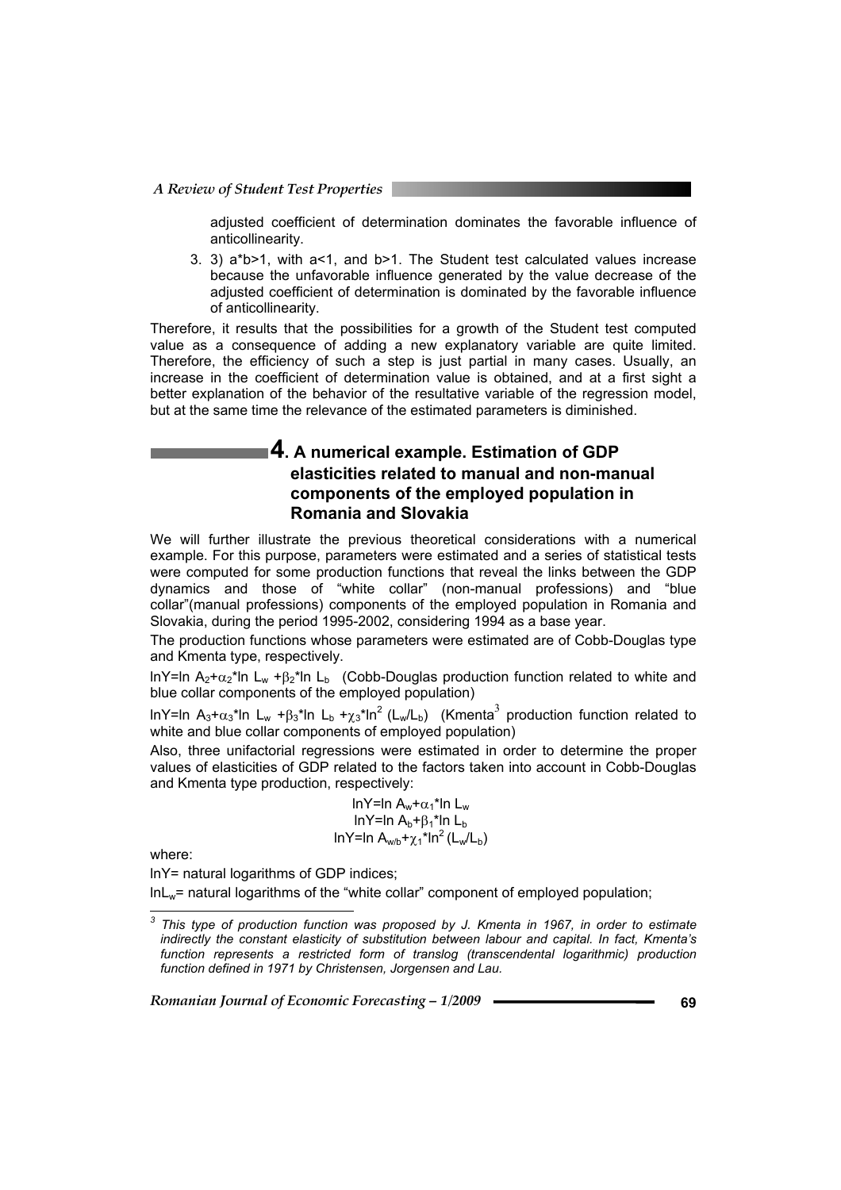adjusted coefficient of determination dominates the favorable influence of anticollinearity.

3. 3) $a*b>1$, with $a<1$, and $b>1$. The Student test calculated values increase because the unfavorable influence generated by the value decrease of the adjusted coefficient of determination is dominated by the favorable influence of anticollinearity.

Therefore, it results that the possibilities for a growth of the Student test computed value as a consequence of adding a new explanatory variable are quite limited. Therefore, the efficiency of such a step is just partial in many cases. Usually, an increase in the coefficient of determination value is obtained, and at a first sight a better explanation of the behavior of the resultative variable of the regression model, but at the same time the relevance of the estimated parameters is diminished.

## 4. A numerical example. Estimation of GDP elasticities related to manual and non-manual components of the employed population in Romania and Slovakia

We will further illustrate the previous theoretical considerations with a numerical example. For this purpose, parameters were estimated and a series of statistical tests were computed for some production functions that reveal the links between the GDP dynamics and those of "white collar" (non-manual professions) and "blue collar"(manual professions) components of the employed population in Romania and Slovakia, during the period 1995-2002, considering 1994 as a base year.

The production functions whose parameters were estimated are of Cobb-Douglas type and Kmenta type, respectively.

$\ln Y=\ln A_2+\alpha_2*\ln L_w+\beta_2*\ln L_b$ (Cobb-Douglas production function related to white and blue collar components of the employed population)

$\ln Y=\ln A_3+\alpha_3*\ln L_w+\beta_3*\ln L_b+\chi_3*\ln^2 (L_w/L_b)$ (Kmenta[3] production function related to white and blue collar components of employed population)

Also, three unifactorial regressions were estimated in order to determine the proper values of elasticities of GDP related to the factors taken into account in Cobb-Douglas and Kmenta type production, respectively:

$$\ln Y=\ln A_w+\alpha_1*\ln L_w$$
$$\ln Y=\ln A_b+\beta_1*\ln L_b$$
$$\ln Y=\ln A_{w/b}+\chi_1*\ln^2 (L_w/L_b)$$

where:

$\ln Y$= natural logarithms of GDP indices;

$\ln L_w$= natural logarithms of the "white collar" component of employed population;

---

[3] *This type of production function was proposed by J. Kmenta in 1967, in order to estimate indirectly the constant elasticity of substitution between labour and capital. In fact, Kmenta's function represents a restricted form of translog (transcendental logarithmic) production function defined in 1971 by Christensen, Jorgensen and Lau.*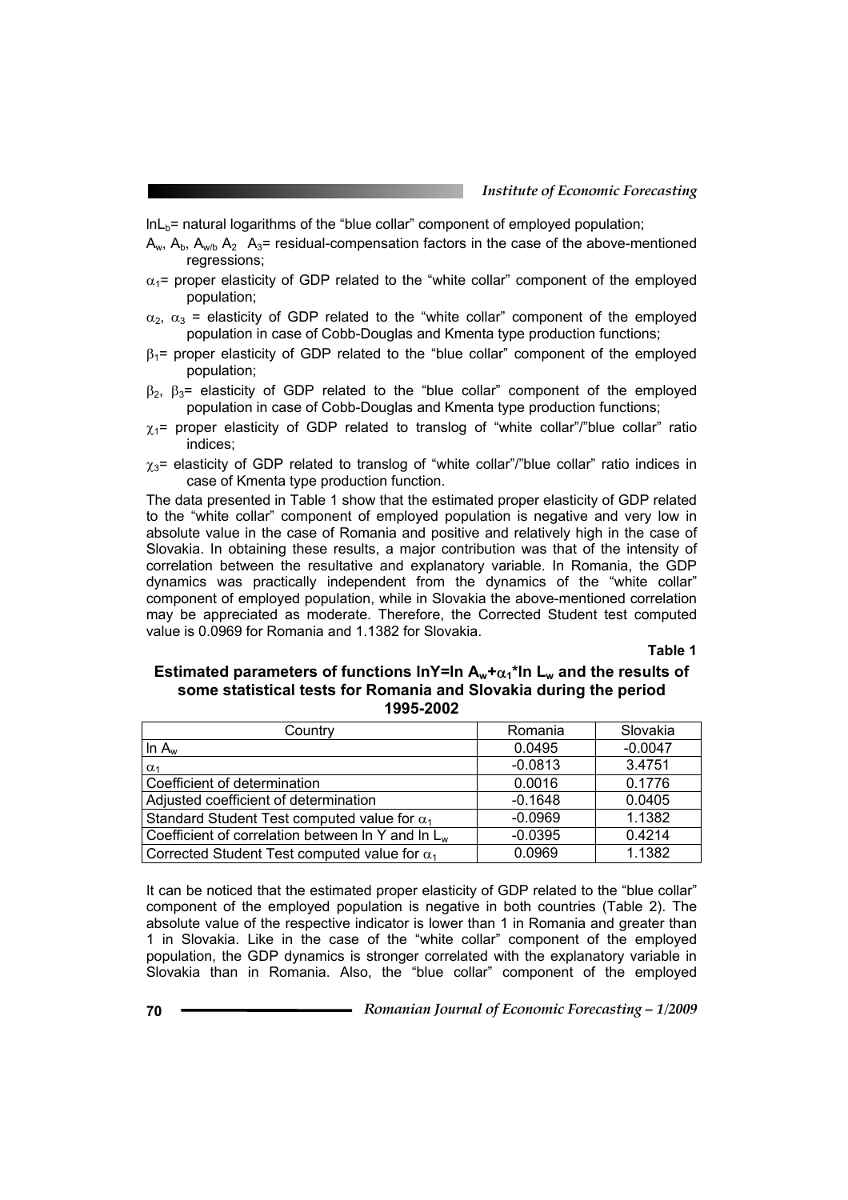$\ln L_b$= natural logarithms of the "blue collar" component of employed population;

$A_w$, $A_b$, $A_{w/b}$ $A_2$ $A_3$= residual-compensation factors in the case of the above-mentioned regressions;

$\alpha_1$= proper elasticity of GDP related to the "white collar" component of the employed population;

$\alpha_2$, $\alpha_3$ = elasticity of GDP related to the "white collar" component of the employed population in case of Cobb-Douglas and Kmenta type production functions;

$\beta_1$= proper elasticity of GDP related to the "blue collar" component of the employed population;

$\beta_2$, $\beta_3$= elasticity of GDP related to the "blue collar" component of the employed population in case of Cobb-Douglas and Kmenta type production functions;

$\chi_1$= proper elasticity of GDP related to translog of "white collar"/"blue collar" ratio indices;

$\chi_3$= elasticity of GDP related to translog of "white collar"/"blue collar" ratio indices in case of Kmenta type production function.

The data presented in Table 1 show that the estimated proper elasticity of GDP related to the "white collar" component of employed population is negative and very low in absolute value in the case of Romania and positive and relatively high in the case of Slovakia. In obtaining these results, a major contribution was that of the intensity of correlation between the resultative and explanatory variable. In Romania, the GDP dynamics was practically independent from the dynamics of the "white collar" component of employed population, while in Slovakia the above-mentioned correlation may be appreciated as moderate. Therefore, the Corrected Student test computed value is 0.0969 for Romania and 1.1382 for Slovakia.

**Table 1**

**Estimated parameters of functions $\ln Y = \ln A_w + \alpha_1 * \ln L_w$ and the results of some statistical tests for Romania and Slovakia during the period 1995-2002**

| Country | Romania | Slovakia |
|---|---|---|
| $\ln A_w$ | 0.0495 | -0.0047 |
| $\alpha_1$ | -0.0813 | 3.4751 |
| Coefficient of determination | 0.0016 | 0.1776 |
| Adjusted coefficient of determination | -0.1648 | 0.0405 |
| Standard Student Test computed value for $\alpha_1$ | -0.0969 | 1.1382 |
| Coefficient of correlation between ln Y and ln $L_w$ | -0.0395 | 0.4214 |
| Corrected Student Test computed value for $\alpha_1$ | 0.0969 | 1.1382 |

It can be noticed that the estimated proper elasticity of GDP related to the "blue collar" component of the employed population is negative in both countries (Table 2). The absolute value of the respective indicator is lower than 1 in Romania and greater than 1 in Slovakia. Like in the case of the "white collar" component of the employed population, the GDP dynamics is stronger correlated with the explanatory variable in Slovakia than in Romania. Also, the "blue collar" component of the employed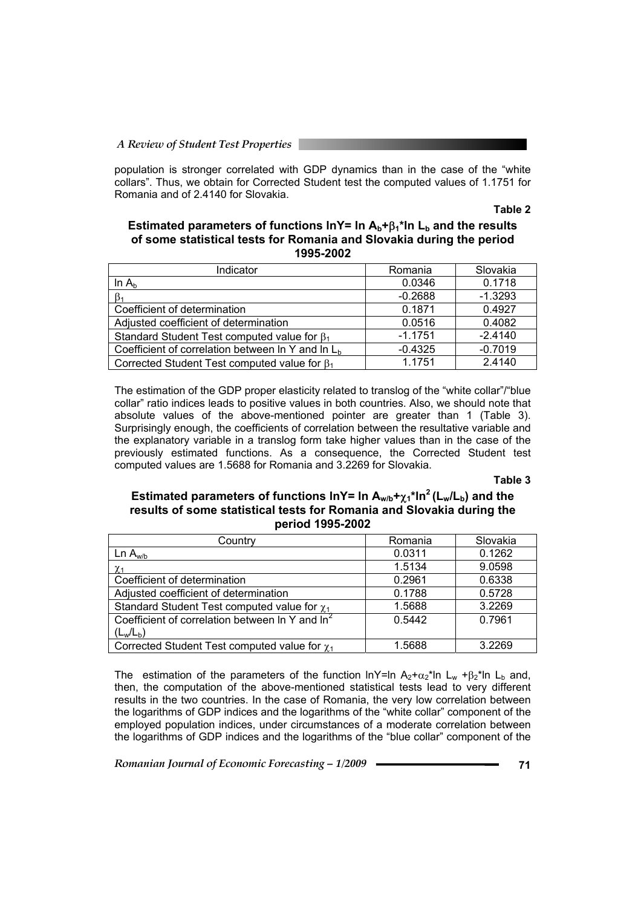population is stronger correlated with GDP dynamics than in the case of the "white collars". Thus, we obtain for Corrected Student test the computed values of 1.1751 for Romania and of 2.4140 for Slovakia.

**Table 2**

**Estimated parameters of functions $\ln Y = \ln A_b + \beta_1 * \ln L_b$ and the results of some statistical tests for Romania and Slovakia during the period 1995-2002**

| Indicator | Romania | Slovakia |
|---|---|---|
| $\ln A_b$ | 0.0346 | 0.1718 |
| $\beta_1$ | -0.2688 | -1.3293 |
| Coefficient of determination | 0.1871 | 0.4927 |
| Adjusted coefficient of determination | 0.0516 | 0.4082 |
| Standard Student Test computed value for $\beta_1$ | -1.1751 | -2.4140 |
| Coefficient of correlation between ln Y and ln $L_b$ | -0.4325 | -0.7019 |
| Corrected Student Test computed value for $\beta_1$ | 1.1751 | 2.4140 |

The estimation of the GDP proper elasticity related to translog of the "white collar"/"blue collar" ratio indices leads to positive values in both countries. Also, we should note that absolute values of the above-mentioned pointer are greater than 1 (Table 3). Surprisingly enough, the coefficients of correlation between the resultative variable and the explanatory variable in a translog form take higher values than in the case of the previously estimated functions. As a consequence, the Corrected Student test computed values are 1.5688 for Romania and 3.2269 for Slovakia.

**Table 3**

**Estimated parameters of functions $\ln Y = \ln A_{w/b} + \chi_1 * \ln^2 (L_w/L_b)$ and the results of some statistical tests for Romania and Slovakia during the period 1995-2002**

| Country | Romania | Slovakia |
|---|---|---|
| Ln $A_{w/b}$ | 0.0311 | 0.1262 |
| $\chi_1$ | 1.5134 | 9.0598 |
| Coefficient of determination | 0.2961 | 0.6338 |
| Adjusted coefficient of determination | 0.1788 | 0.5728 |
| Standard Student Test computed value for $\chi_1$ | 1.5688 | 3.2269 |
| Coefficient of correlation between ln Y and $\ln^2 (L_w/L_b)$ | 0.5442 | 0.7961 |
| Corrected Student Test computed value for $\chi_1$ | 1.5688 | 3.2269 |

The estimation of the parameters of the function $\ln Y = \ln A_2 + \alpha_2 * \ln L_w + \beta_2 * \ln L_b$ and, then, the computation of the above-mentioned statistical tests lead to very different results in the two countries. In the case of Romania, the very low correlation between the logarithms of GDP indices and the logarithms of the "white collar" component of the employed population indices, under circumstances of a moderate correlation between the logarithms of GDP indices and the logarithms of the "blue collar" component of the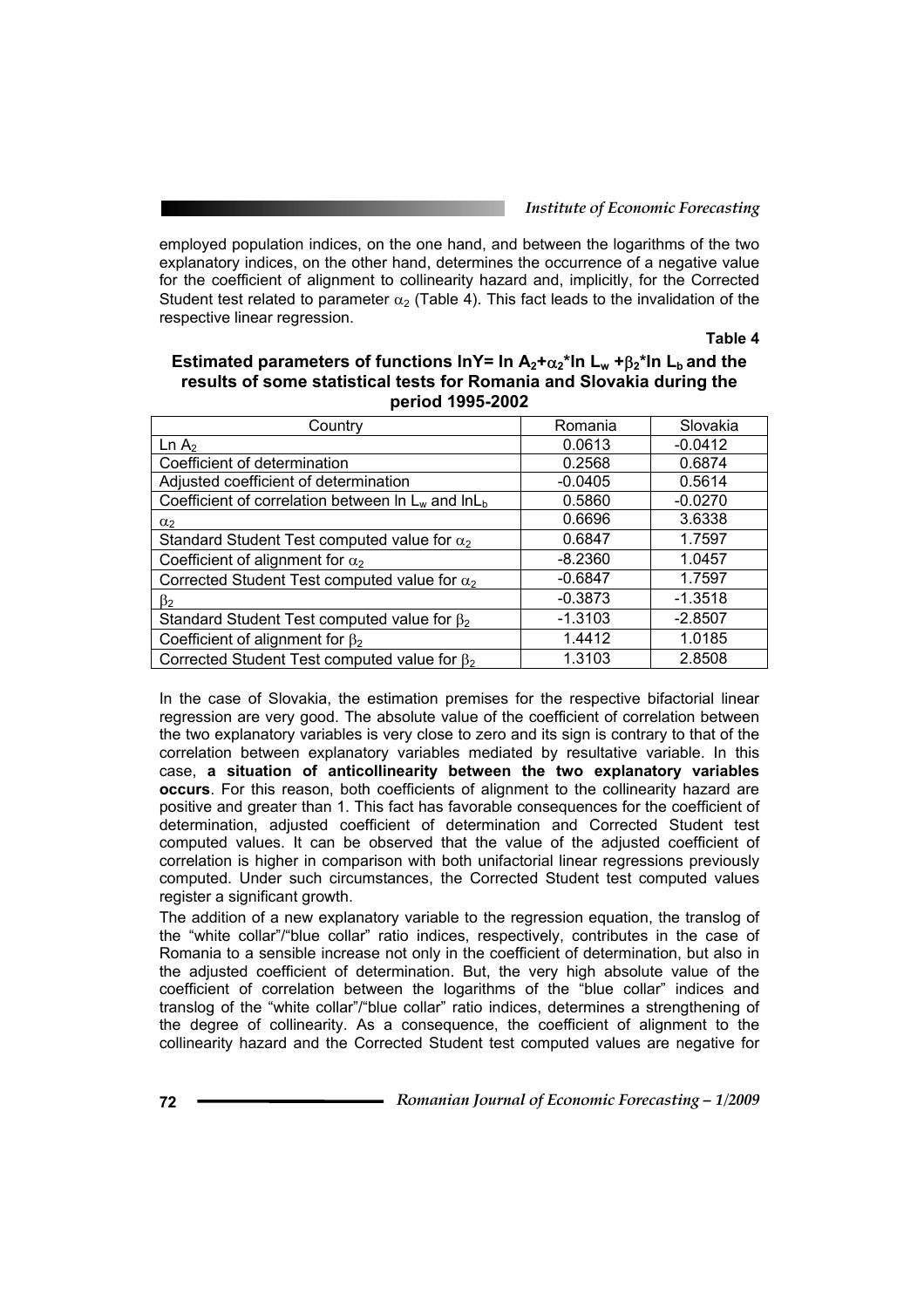employed population indices, on the one hand, and between the logarithms of the two explanatory indices, on the other hand, determines the occurrence of a negative value for the coefficient of alignment to collinearity hazard and, implicitly, for the Corrected Student test related to parameter $\alpha_2$ (Table 4). This fact leads to the invalidation of the respective linear regression.

**Table 4**

**Estimated parameters of functions $\ln Y = \ln A_2 + \alpha_2 * \ln L_w + \beta_2 * \ln L_b$ and the results of some statistical tests for Romania and Slovakia during the period 1995-2002**

| Country | Romania | Slovakia |
|---|---|---|
| $\ln A_2$ | 0.0613 | -0.0412 |
| Coefficient of determination | 0.2568 | 0.6874 |
| Adjusted coefficient of determination | -0.0405 | 0.5614 |
| Coefficient of correlation between $\ln L_w$ and $\ln L_b$ | 0.5860 | -0.0270 |
| $\alpha_2$ | 0.6696 | 3.6338 |
| Standard Student Test computed value for $\alpha_2$ | 0.6847 | 1.7597 |
| Coefficient of alignment for $\alpha_2$ | -8.2360 | 1.0457 |
| Corrected Student Test computed value for $\alpha_2$ | -0.6847 | 1.7597 |
| $\beta_2$ | -0.3873 | -1.3518 |
| Standard Student Test computed value for $\beta_2$ | -1.3103 | -2.8507 |
| Coefficient of alignment for $\beta_2$ | 1.4412 | 1.0185 |
| Corrected Student Test computed value for $\beta_2$ | 1.3103 | 2.8508 |

In the case of Slovakia, the estimation premises for the respective bifactorial linear regression are very good. The absolute value of the coefficient of correlation between the two explanatory variables is very close to zero and its sign is contrary to that of the correlation between explanatory variables mediated by resultative variable. In this case, **a situation of anticollinearity between the two explanatory variables occurs**. For this reason, both coefficients of alignment to the collinearity hazard are positive and greater than 1. This fact has favorable consequences for the coefficient of determination, adjusted coefficient of determination and Corrected Student test computed values. It can be observed that the value of the adjusted coefficient of correlation is higher in comparison with both unifactorial linear regressions previously computed. Under such circumstances, the Corrected Student test computed values register a significant growth.

The addition of a new explanatory variable to the regression equation, the translog of the "white collar"/"blue collar" ratio indices, respectively, contributes in the case of Romania to a sensible increase not only in the coefficient of determination, but also in the adjusted coefficient of determination. But, the very high absolute value of the coefficient of correlation between the logarithms of the "blue collar" indices and translog of the "white collar"/"blue collar" ratio indices, determines a strengthening of the degree of collinearity. As a consequence, the coefficient of alignment to the collinearity hazard and the Corrected Student test computed values are negative for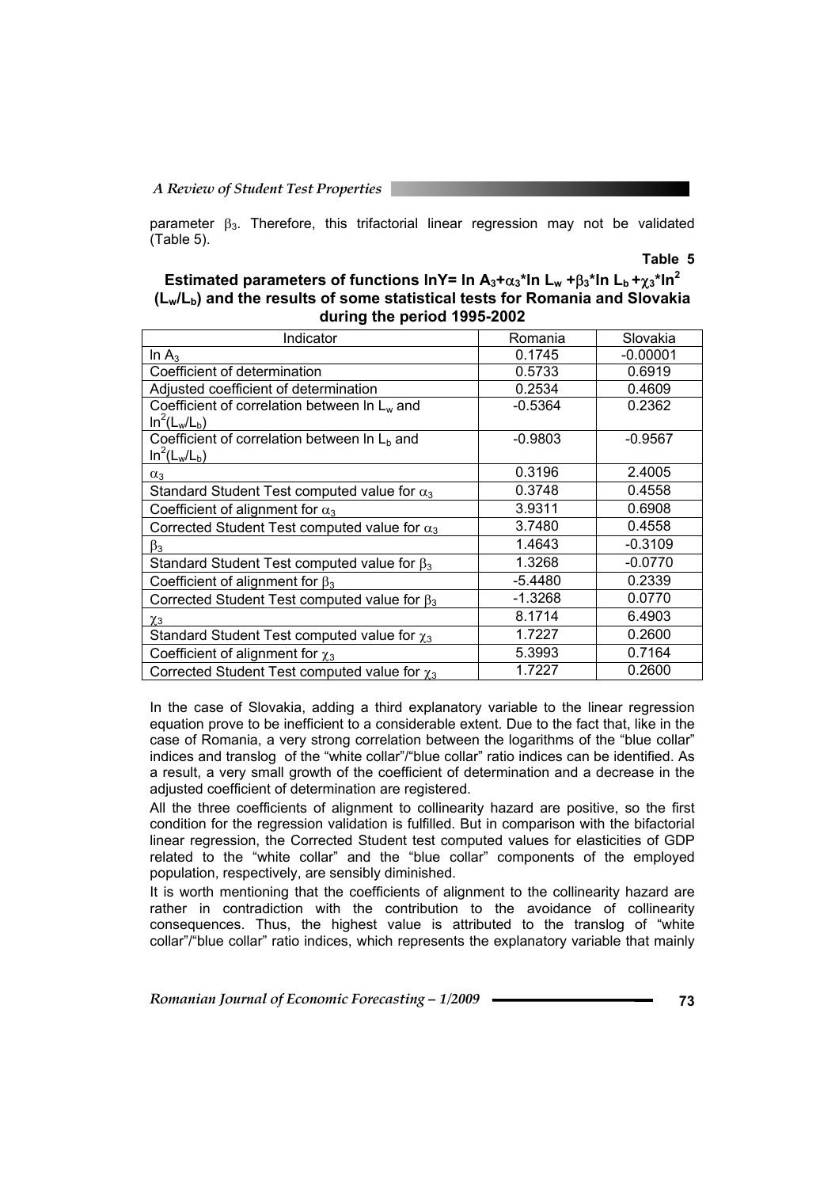parameter $\beta_3$. Therefore, this trifactorial linear regression may not be validated (Table 5).

**Table 5**

**Estimated parameters of functions $\ln Y = \ln A_3 + \alpha_3 * \ln L_w + \beta_3 * \ln L_b + \chi_3 * \ln^2 (L_w/L_b)$ and the results of some statistical tests for Romania and Slovakia during the period 1995-2002**

| Indicator | Romania | Slovakia |
|---|---|---|
| $\ln A_3$ | 0.1745 | -0.00001 |
| Coefficient of determination | 0.5733 | 0.6919 |
| Adjusted coefficient of determination | 0.2534 | 0.4609 |
| Coefficient of correlation between $\ln L_w$ and $\ln^2(L_w/L_b)$ | -0.5364 | 0.2362 |
| Coefficient of correlation between $\ln L_b$ and $\ln^2(L_w/L_b)$ | -0.9803 | -0.9567 |
| $\alpha_3$ | 0.3196 | 2.4005 |
| Standard Student Test computed value for $\alpha_3$ | 0.3748 | 0.4558 |
| Coefficient of alignment for $\alpha_3$ | 3.9311 | 0.6908 |
| Corrected Student Test computed value for $\alpha_3$ | 3.7480 | 0.4558 |
| $\beta_3$ | 1.4643 | -0.3109 |
| Standard Student Test computed value for $\beta_3$ | 1.3268 | -0.0770 |
| Coefficient of alignment for $\beta_3$ | -5.4480 | 0.2339 |
| Corrected Student Test computed value for $\beta_3$ | -1.3268 | 0.0770 |
| $\chi_3$ | 8.1714 | 6.4903 |
| Standard Student Test computed value for $\chi_3$ | 1.7227 | 0.2600 |
| Coefficient of alignment for $\chi_3$ | 5.3993 | 0.7164 |
| Corrected Student Test computed value for $\chi_3$ | 1.7227 | 0.2600 |

In the case of Slovakia, adding a third explanatory variable to the linear regression equation prove to be inefficient to a considerable extent. Due to the fact that, like in the case of Romania, a very strong correlation between the logarithms of the "blue collar" indices and translog of the "white collar"/"blue collar" ratio indices can be identified. As a result, a very small growth of the coefficient of determination and a decrease in the adjusted coefficient of determination are registered.

All the three coefficients of alignment to collinearity hazard are positive, so the first condition for the regression validation is fulfilled. But in comparison with the bifactorial linear regression, the Corrected Student test computed values for elasticities of GDP related to the "white collar" and the "blue collar" components of the employed population, respectively, are sensibly diminished.

It is worth mentioning that the coefficients of alignment to the collinearity hazard are rather in contradiction with the contribution to the avoidance of collinearity consequences. Thus, the highest value is attributed to the translog of "white collar"/"blue collar" ratio indices, which represents the explanatory variable that mainly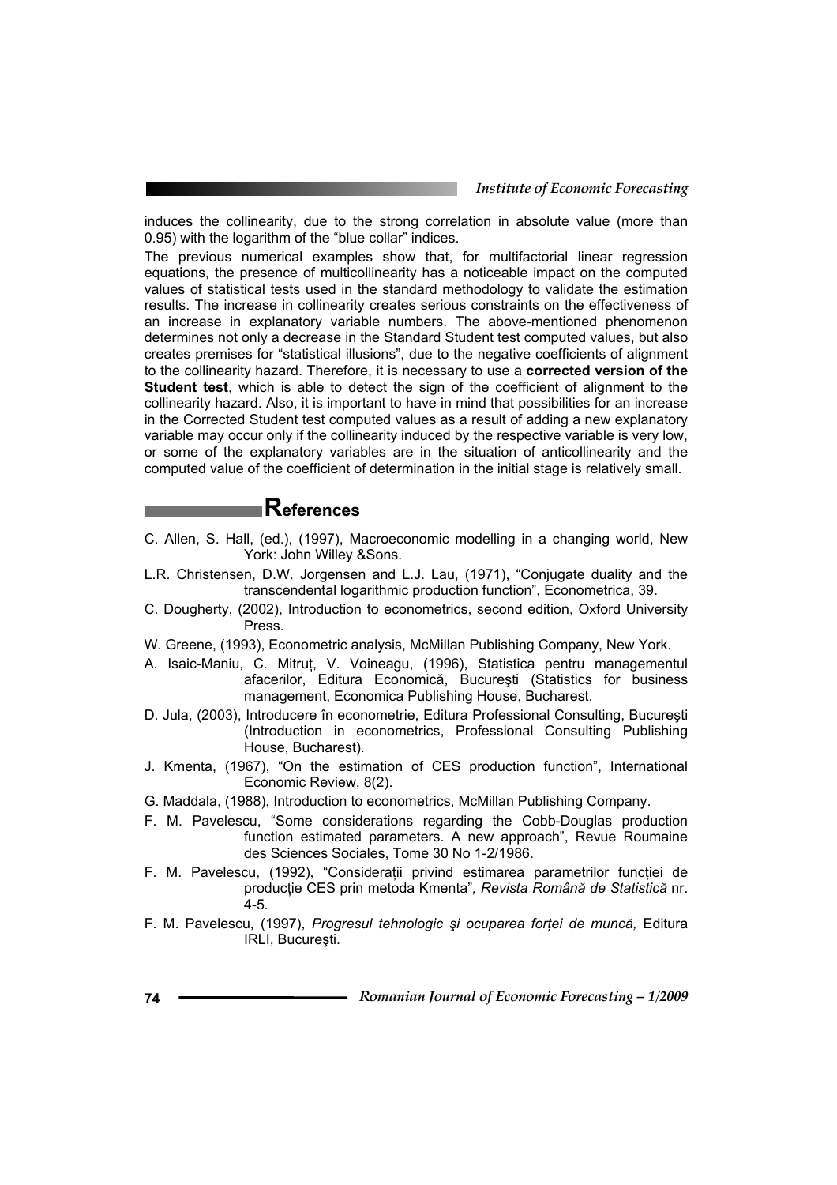induces the collinearity, due to the strong correlation in absolute value (more than 0.95) with the logarithm of the "blue collar" indices.

The previous numerical examples show that, for multifactorial linear regression equations, the presence of multicollinearity has a noticeable impact on the computed values of statistical tests used in the standard methodology to validate the estimation results. The increase in collinearity creates serious constraints on the effectiveness of an increase in explanatory variable numbers. The above-mentioned phenomenon determines not only a decrease in the Standard Student test computed values, but also creates premises for "statistical illusions", due to the negative coefficients of alignment to the collinearity hazard. Therefore, it is necessary to use a **corrected version of the Student test**, which is able to detect the sign of the coefficient of alignment to the collinearity hazard. Also, it is important to have in mind that possibilities for an increase in the Corrected Student test computed values as a result of adding a new explanatory variable may occur only if the collinearity induced by the respective variable is very low, or some of the explanatory variables are in the situation of anticollinearity and the computed value of the coefficient of determination in the initial stage is relatively small.

## References

C. Allen, S. Hall, (ed.), (1997), Macroeconomic modelling in a changing world, New York: John Willey &Sons.

L.R. Christensen, D.W. Jorgensen and L.J. Lau, (1971), "Conjugate duality and the transcendental logarithmic production function", Econometrica, 39.

C. Dougherty, (2002), Introduction to econometrics, second edition, Oxford University Press.

W. Greene, (1993), Econometric analysis, McMillan Publishing Company, New York.

A. Isaic-Maniu, C. Mitruț, V. Voineagu, (1996), Statistica pentru managementul afacerilor, Editura Economică, Bucureşti (Statistics for business management, Economica Publishing House, Bucharest.

D. Jula, (2003), Introducere în econometrie, Editura Professional Consulting, Bucureşti (Introduction in econometrics, Professional Consulting Publishing House, Bucharest).

J. Kmenta, (1967), "On the estimation of CES production function", International Economic Review, 8(2).

G. Maddala, (1988), Introduction to econometrics, McMillan Publishing Company.

F. M. Pavelescu, "Some considerations regarding the Cobb-Douglas production function estimated parameters. A new approach", Revue Roumaine des Sciences Sociales, Tome 30 No 1-2/1986.

F. M. Pavelescu, (1992), "Considerații privind estimarea parametrilor funcției de producție CES prin metoda Kmenta", *Revista Română de Statistică* nr. 4-5.

F. M. Pavelescu, (1997), *Progresul tehnologic şi ocuparea forței de muncă,* Editura IRLI, Bucureşti.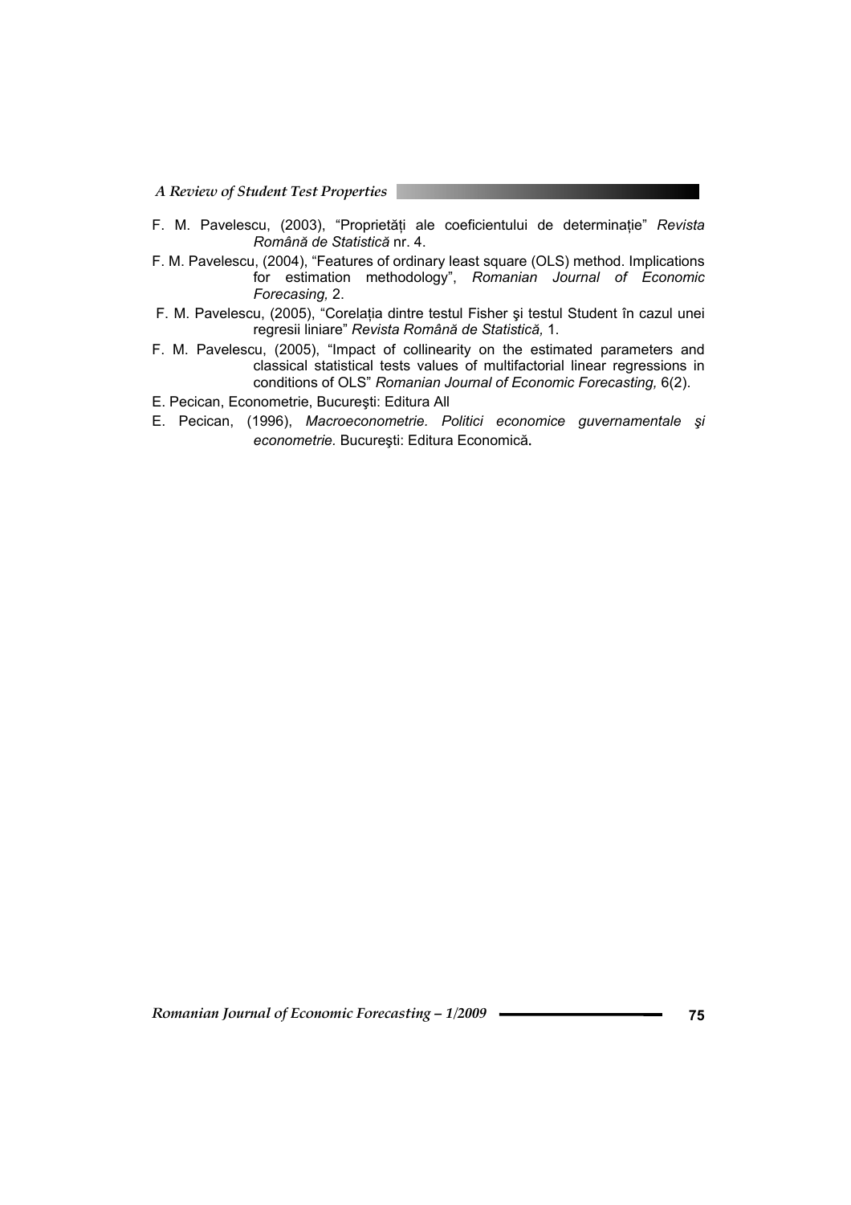F. M. Pavelescu, (2003), "Proprietăți ale coeficientului de determinație" *Revista Română de Statistică* nr. 4.

F. M. Pavelescu, (2004), "Features of ordinary least square (OLS) method. Implications for estimation methodology", *Romanian Journal of Economic Forecasing,* 2.

F. M. Pavelescu, (2005), "Corelația dintre testul Fisher şi testul Student în cazul unei regresii liniare" *Revista Română de Statistică,* 1.

F. M. Pavelescu, (2005), "Impact of collinearity on the estimated parameters and classical statistical tests values of multifactorial linear regressions in conditions of OLS" *Romanian Journal of Economic Forecasting,* 6(2).

E. Pecican, Econometrie, Bucureşti: Editura All

E. Pecican, (1996), *Macroeconometrie. Politici economice guvernamentale şi econometrie.* Bucureşti: Editura Economică.